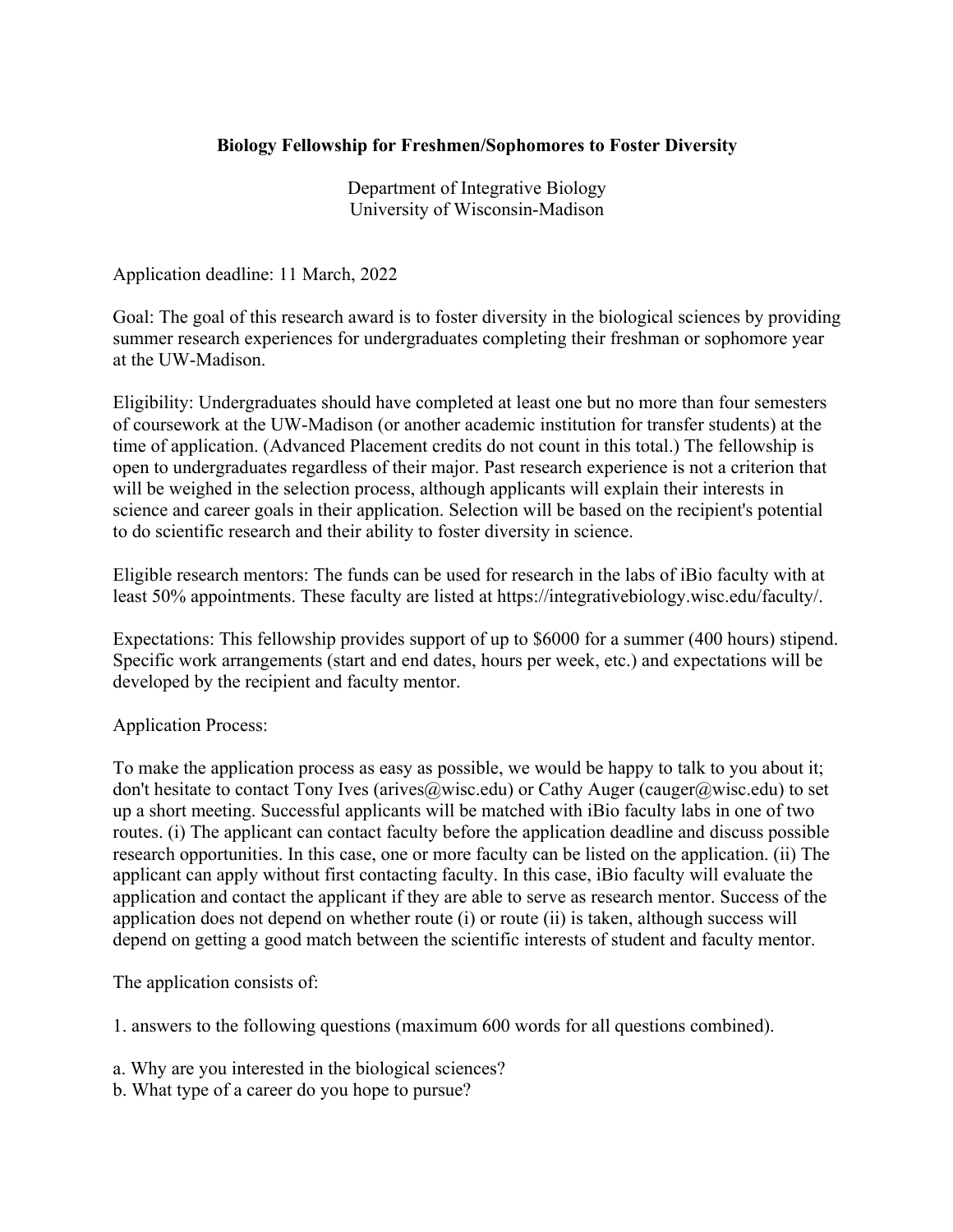**Biology Fellowship for Freshmen/Sophomores to Foster Diversity**

Department of Integrative Biology
University of Wisconsin-Madison

Application deadline: 11 March, 2022

Goal: The goal of this research award is to foster diversity in the biological sciences by providing summer research experiences for undergraduates completing their freshman or sophomore year at the UW-Madison.

Eligibility: Undergraduates should have completed at least one but no more than four semesters of coursework at the UW-Madison (or another academic institution for transfer students) at the time of application. (Advanced Placement credits do not count in this total.) The fellowship is open to undergraduates regardless of their major. Past research experience is not a criterion that will be weighed in the selection process, although applicants will explain their interests in science and career goals in their application. Selection will be based on the recipient's potential to do scientific research and their ability to foster diversity in science.

Eligible research mentors: The funds can be used for research in the labs of iBio faculty with at least 50% appointments. These faculty are listed at https://integrativebiology.wisc.edu/faculty/.

Expectations: This fellowship provides support of up to $6000 for a summer (400 hours) stipend. Specific work arrangements (start and end dates, hours per week, etc.) and expectations will be developed by the recipient and faculty mentor.

Application Process:

To make the application process as easy as possible, we would be happy to talk to you about it; don't hesitate to contact Tony Ives (arives@wisc.edu) or Cathy Auger (cauger@wisc.edu) to set up a short meeting. Successful applicants will be matched with iBio faculty labs in one of two routes. (i) The applicant can contact faculty before the application deadline and discuss possible research opportunities. In this case, one or more faculty can be listed on the application. (ii) The applicant can apply without first contacting faculty. In this case, iBio faculty will evaluate the application and contact the applicant if they are able to serve as research mentor. Success of the application does not depend on whether route (i) or route (ii) is taken, although success will depend on getting a good match between the scientific interests of student and faculty mentor.

The application consists of:

1. answers to the following questions (maximum 600 words for all questions combined).

a. Why are you interested in the biological sciences?
b. What type of a career do you hope to pursue?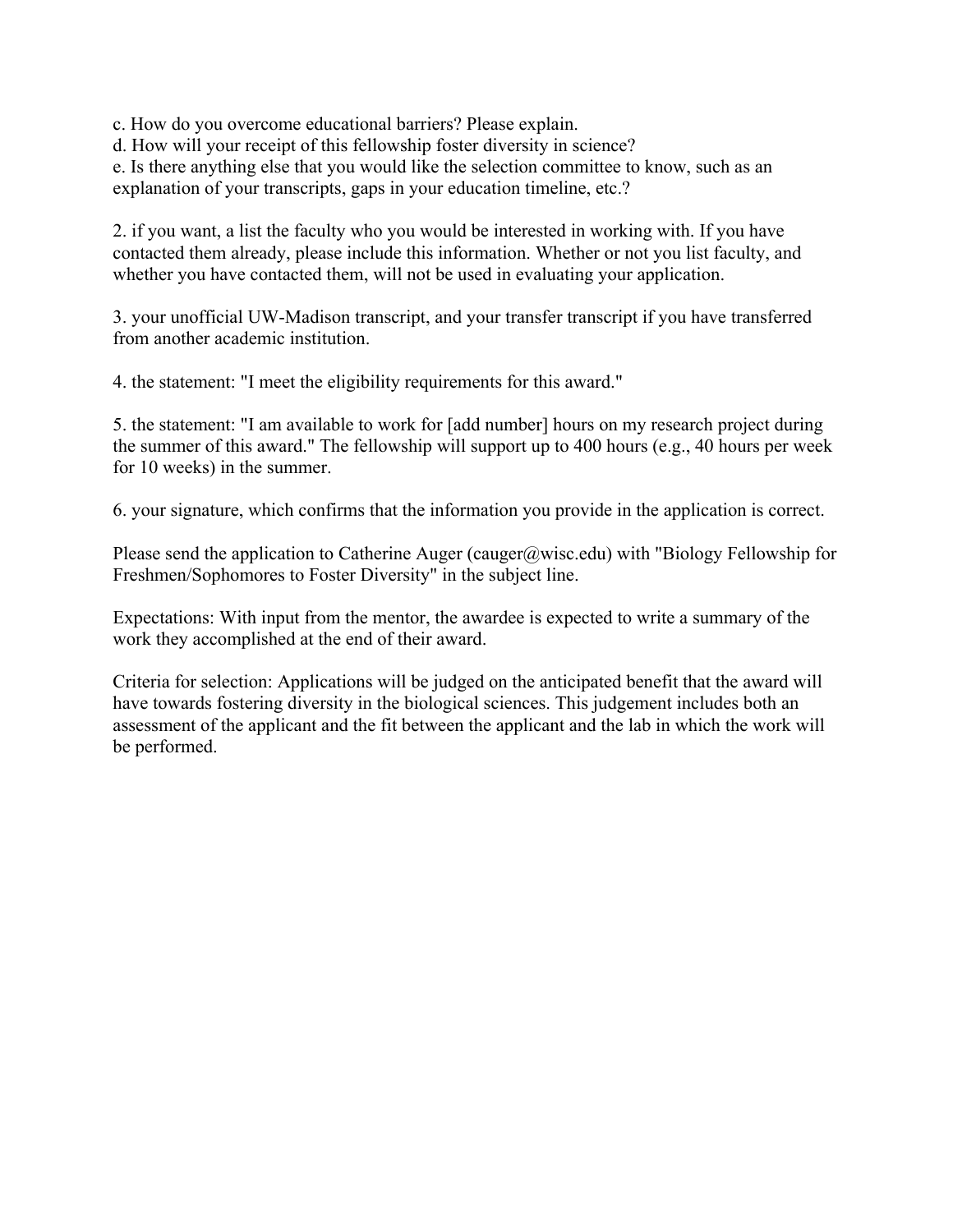c. How do you overcome educational barriers? Please explain.
d. How will your receipt of this fellowship foster diversity in science?
e. Is there anything else that you would like the selection committee to know, such as an explanation of your transcripts, gaps in your education timeline, etc.?

2. if you want, a list the faculty who you would be interested in working with. If you have contacted them already, please include this information. Whether or not you list faculty, and whether you have contacted them, will not be used in evaluating your application.

3. your unofficial UW-Madison transcript, and your transfer transcript if you have transferred from another academic institution.

4. the statement: "I meet the eligibility requirements for this award."

5. the statement: "I am available to work for [add number] hours on my research project during the summer of this award." The fellowship will support up to 400 hours (e.g., 40 hours per week for 10 weeks) in the summer.

6. your signature, which confirms that the information you provide in the application is correct.

Please send the application to Catherine Auger (cauger@wisc.edu) with "Biology Fellowship for Freshmen/Sophomores to Foster Diversity" in the subject line.

Expectations: With input from the mentor, the awardee is expected to write a summary of the work they accomplished at the end of their award.

Criteria for selection: Applications will be judged on the anticipated benefit that the award will have towards fostering diversity in the biological sciences. This judgement includes both an assessment of the applicant and the fit between the applicant and the lab in which the work will be performed.